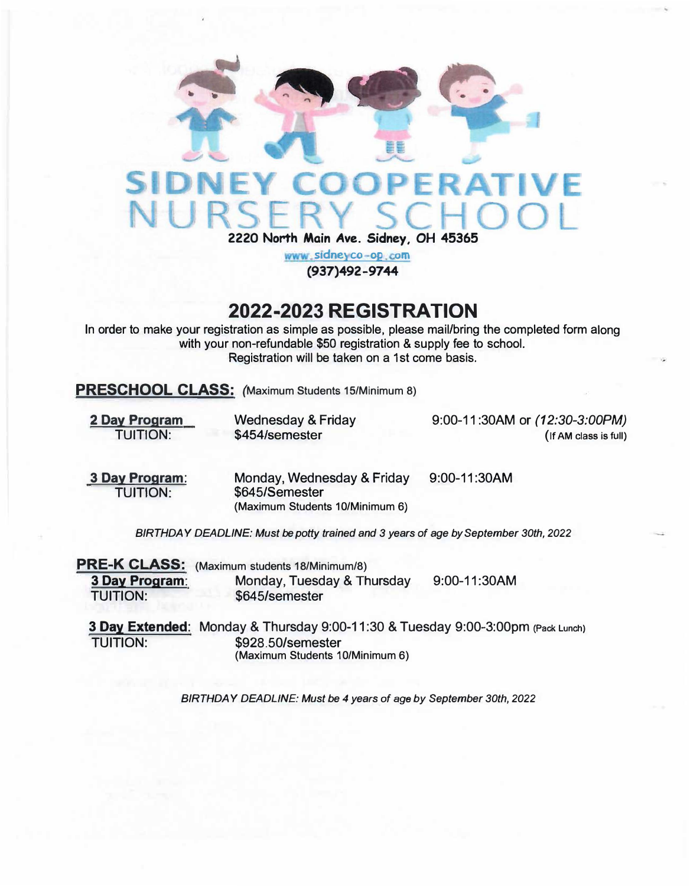# SIDNEY COOPERATIVE NURSERY SCHOOL

**2220 North Main Ave. Sidney, OH 45365**

www.sidneyco-op.com

**(937)492-9744**

## 2022-2023 REGISTRATION

In order to make your registration as simple as possible, please mail/bring the completed form along with your non-refundable $50 registration & supply fee to school.
Registration will be taken on a 1st come basis.

### PRESCHOOL CLASS: *(Maximum Students 15/Minimum 8)*

**2 Day Program** — Wednesday & Friday — 9:00-11:30AM or *(12:30-3:00PM)* (If AM class is full)
TUITION: $454/semester

**3 Day Program**: — Monday, Wednesday & Friday — 9:00-11:30AM
TUITION: $645/Semester
(Maximum Students 10/Minimum 6)

*BIRTHDAY DEADLINE: Must be potty trained and 3 years of age by September 30th, 2022*

### PRE-K CLASS: (Maximum students 18/Minimum/8)

**3 Day Program**: — Monday, Tuesday & Thursday — 9:00-11:30AM
TUITION: $645/semester

**3 Day Extended**: Monday & Thursday 9:00-11:30 & Tuesday 9:00-3:00pm (Pack Lunch)
TUITION: $928.50/semester
(Maximum Students 10/Minimum 6)

*BIRTHDAY DEADLINE: Must be 4 years of age by September 30th, 2022*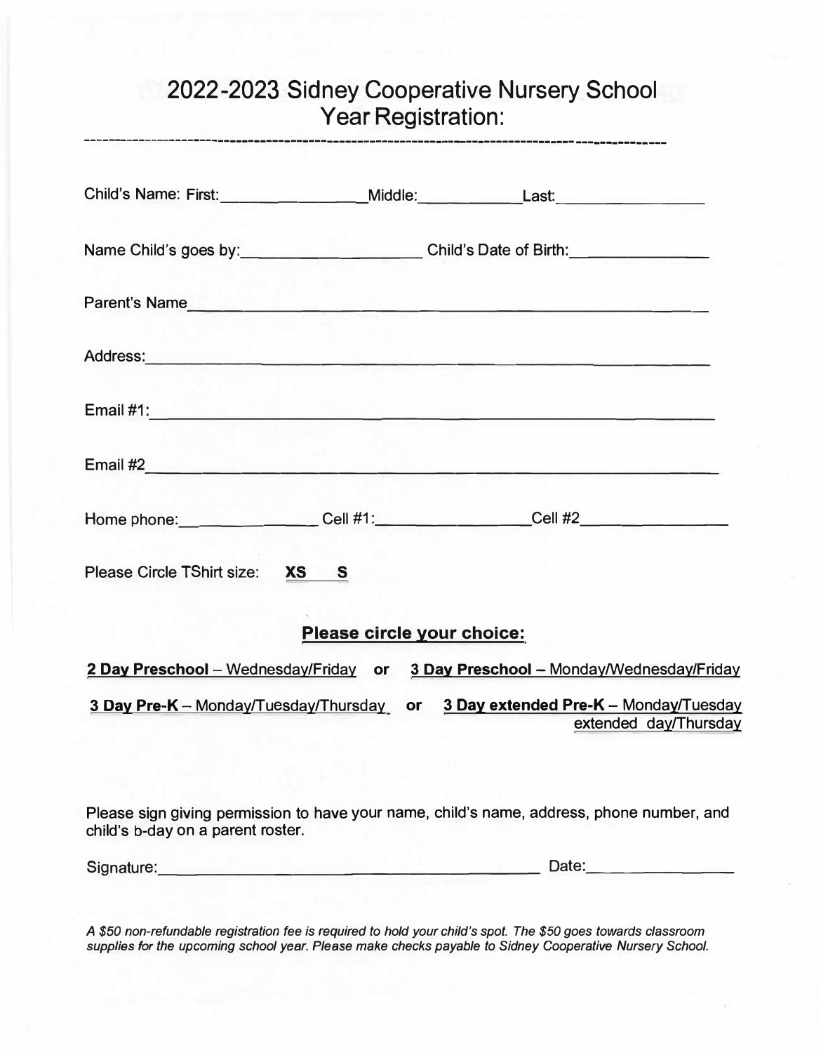# 2022-2023 Sidney Cooperative Nursery School Year Registration:

---

Child's Name: First:________________ Middle:____________ Last:________________

Name Child's goes by:____________________ Child's Date of Birth:________________

Parent's Name______________________________________________________

Address:__________________________________________________________

Email #1:_________________________________________________________

Email #2__________________________________________________________

Home phone:______________ Cell #1:________________ Cell #2________________

Please Circle TShirt size: **XS S**

### Please circle your choice:

**2 Day Preschool** – Wednesday/Friday **or** **3 Day Preschool** – Monday/Wednesday/Friday

**3 Day Pre-K** – Monday/Tuesday/Thursday **or** **3 Day extended Pre-K** – Monday/Tuesday extended day/Thursday

Please sign giving permission to have your name, child's name, address, phone number, and child's b-day on a parent roster.

Signature:_____________________________________________ Date:________________

*A $50 non-refundable registration fee is required to hold your child's spot. The $50 goes towards classroom supplies for the upcoming school year. Please make checks payable to Sidney Cooperative Nursery School.*